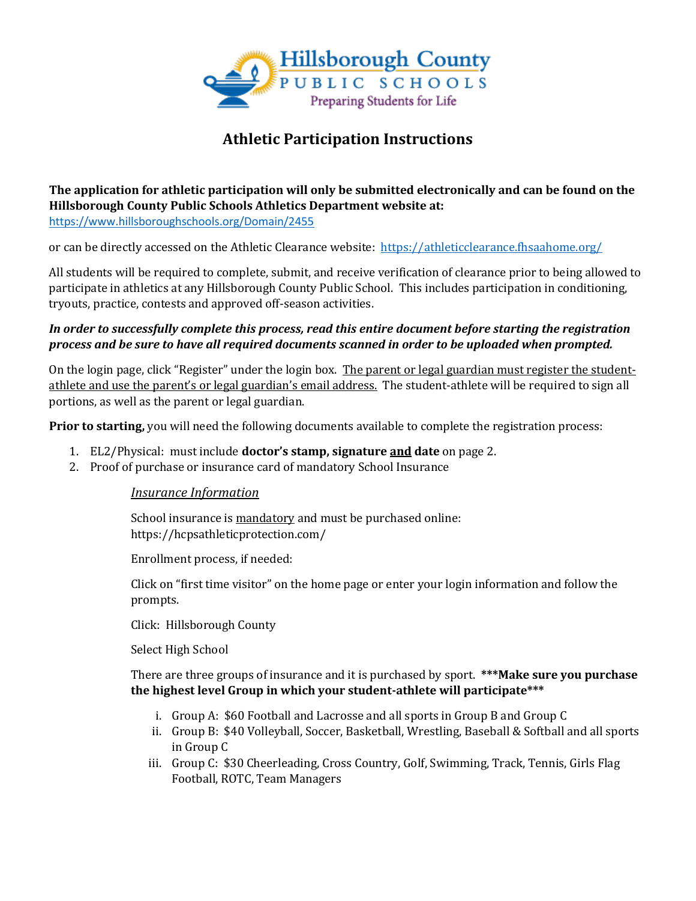# Athletic Participation Instructions

**The application for athletic participation will only be submitted electronically and can be found on the Hillsborough County Public Schools Athletics Department website at:**
https://www.hillsboroughschools.org/Domain/2455

or can be directly accessed on the Athletic Clearance website: https://athleticclearance.fhsaahome.org/

All students will be required to complete, submit, and receive verification of clearance prior to being allowed to participate in athletics at any Hillsborough County Public School. This includes participation in conditioning, tryouts, practice, contests and approved off-season activities.

***In order to successfully complete this process, read this entire document before starting the registration process and be sure to have all required documents scanned in order to be uploaded when prompted.***

On the login page, click "Register" under the login box. The parent or legal guardian must register the student-athlete and use the parent's or legal guardian's email address. The student-athlete will be required to sign all portions, as well as the parent or legal guardian.

**Prior to starting,** you will need the following documents available to complete the registration process:

1. EL2/Physical: must include **doctor's stamp, signature and date** on page 2.
2. Proof of purchase or insurance card of mandatory School Insurance

   *Insurance Information*

   School insurance is mandatory and must be purchased online: https://hcpsathleticprotection.com/

   Enrollment process, if needed:

   Click on "first time visitor" on the home page or enter your login information and follow the prompts.

   Click: Hillsborough County

   Select High School

   There are three groups of insurance and it is purchased by sport. **\*\*\*Make sure you purchase the highest level Group in which your student-athlete will participate\*\*\***

   i. Group A: $60 Football and Lacrosse and all sports in Group B and Group C
   ii. Group B: $40 Volleyball, Soccer, Basketball, Wrestling, Baseball & Softball and all sports in Group C
   iii. Group C: $30 Cheerleading, Cross Country, Golf, Swimming, Track, Tennis, Girls Flag Football, ROTC, Team Managers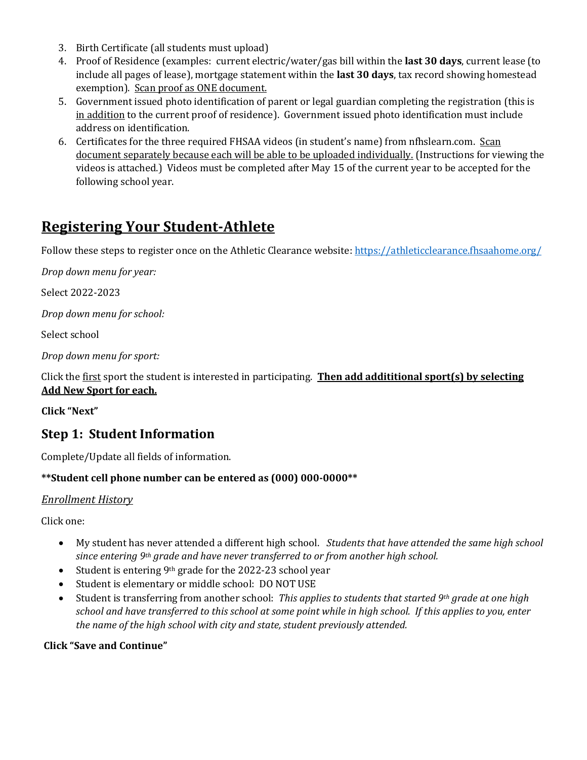3. Birth Certificate (all students must upload)
4. Proof of Residence (examples: current electric/water/gas bill within the **last 30 days**, current lease (to include all pages of lease), mortgage statement within the **last 30 days**, tax record showing homestead exemption). Scan proof as ONE document.
5. Government issued photo identification of parent or legal guardian completing the registration (this is in addition to the current proof of residence). Government issued photo identification must include address on identification.
6. Certificates for the three required FHSAA videos (in student's name) from nfhslearn.com. Scan document separately because each will be able to be uploaded individually. (Instructions for viewing the videos is attached.) Videos must be completed after May 15 of the current year to be accepted for the following school year.

## Registering Your Student-Athlete

Follow these steps to register once on the Athletic Clearance website: https://athleticclearance.fhsaahome.org/

*Drop down menu for year:*

Select 2022-2023

*Drop down menu for school:*

Select school

*Drop down menu for sport:*

Click the first sport the student is interested in participating. **Then add addititional sport(s) by selecting Add New Sport for each.**

**Click "Next"**

## Step 1: Student Information

Complete/Update all fields of information.

**\*\*Student cell phone number can be entered as (000) 000-0000\*\***

*Enrollment History*

Click one:

- My student has never attended a different high school. *Students that have attended the same high school since entering 9th grade and have never transferred to or from another high school.*
- Student is entering 9th grade for the 2022-23 school year
- Student is elementary or middle school: DO NOT USE
- Student is transferring from another school: *This applies to students that started 9th grade at one high school and have transferred to this school at some point while in high school. If this applies to you, enter the name of the high school with city and state, student previously attended.*

**Click "Save and Continue"**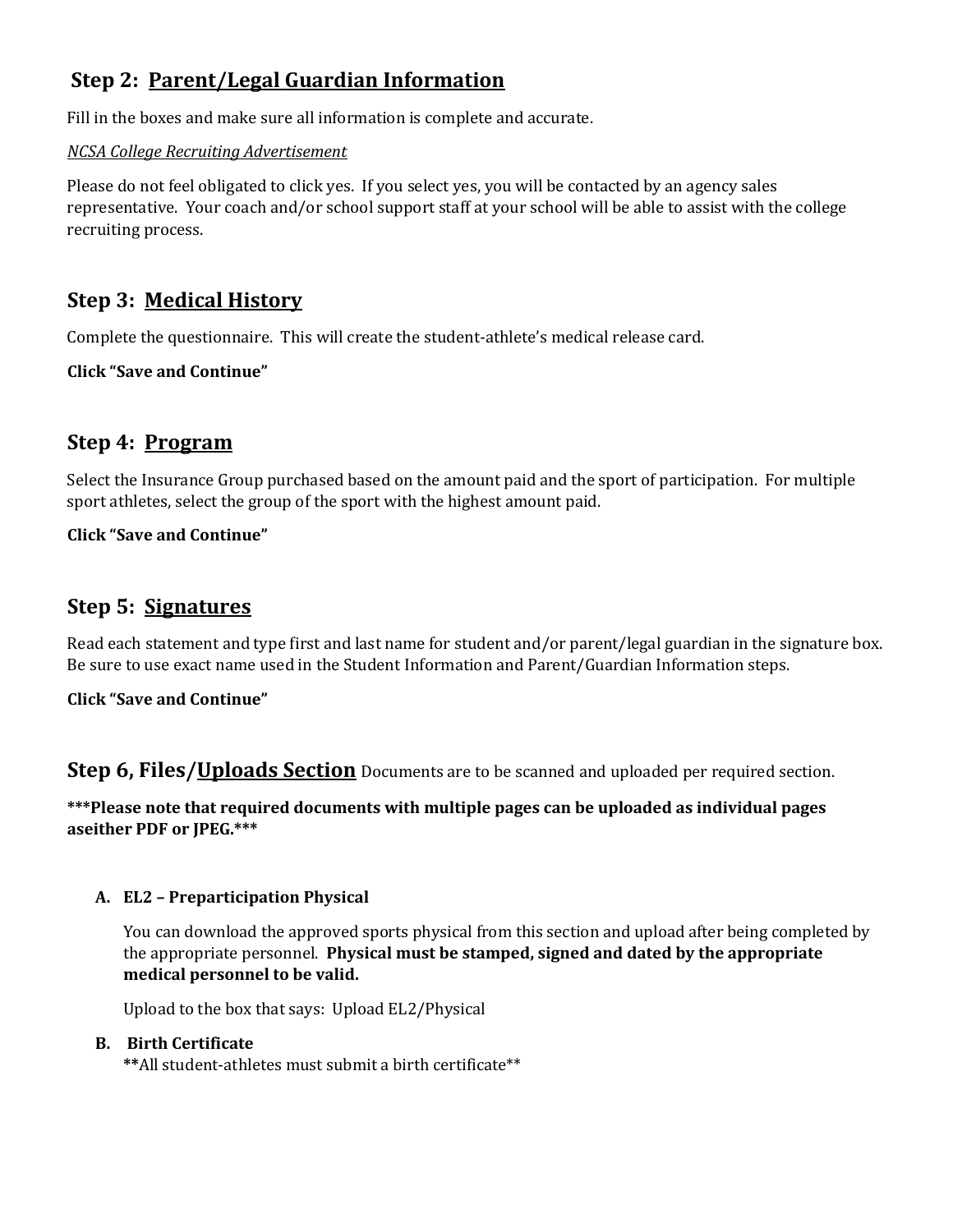## Step 2: <u>Parent/Legal Guardian Information</u>

Fill in the boxes and make sure all information is complete and accurate.

*<u>NCSA College Recruiting Advertisement</u>*

Please do not feel obligated to click yes. If you select yes, you will be contacted by an agency sales representative. Your coach and/or school support staff at your school will be able to assist with the college recruiting process.

## Step 3: <u>Medical History</u>

Complete the questionnaire. This will create the student-athlete's medical release card.

**Click "Save and Continue"**

## Step 4: <u>Program</u>

Select the Insurance Group purchased based on the amount paid and the sport of participation. For multiple sport athletes, select the group of the sport with the highest amount paid.

**Click "Save and Continue"**

## Step 5: <u>Signatures</u>

Read each statement and type first and last name for student and/or parent/legal guardian in the signature box. Be sure to use exact name used in the Student Information and Parent/Guardian Information steps.

**Click "Save and Continue"**

## Step 6, Files/<u>Uploads Section</u> Documents are to be scanned and uploaded per required section.

**\*\*\*Please note that required documents with multiple pages can be uploaded as individual pages aseither PDF or JPEG.\*\*\***

**A. EL2 – Preparticipation Physical**

You can download the approved sports physical from this section and upload after being completed by the appropriate personnel. **Physical must be stamped, signed and dated by the appropriate medical personnel to be valid.**

Upload to the box that says: Upload EL2/Physical

**B. Birth Certificate**

**\*\***All student-athletes must submit a birth certificate\*\*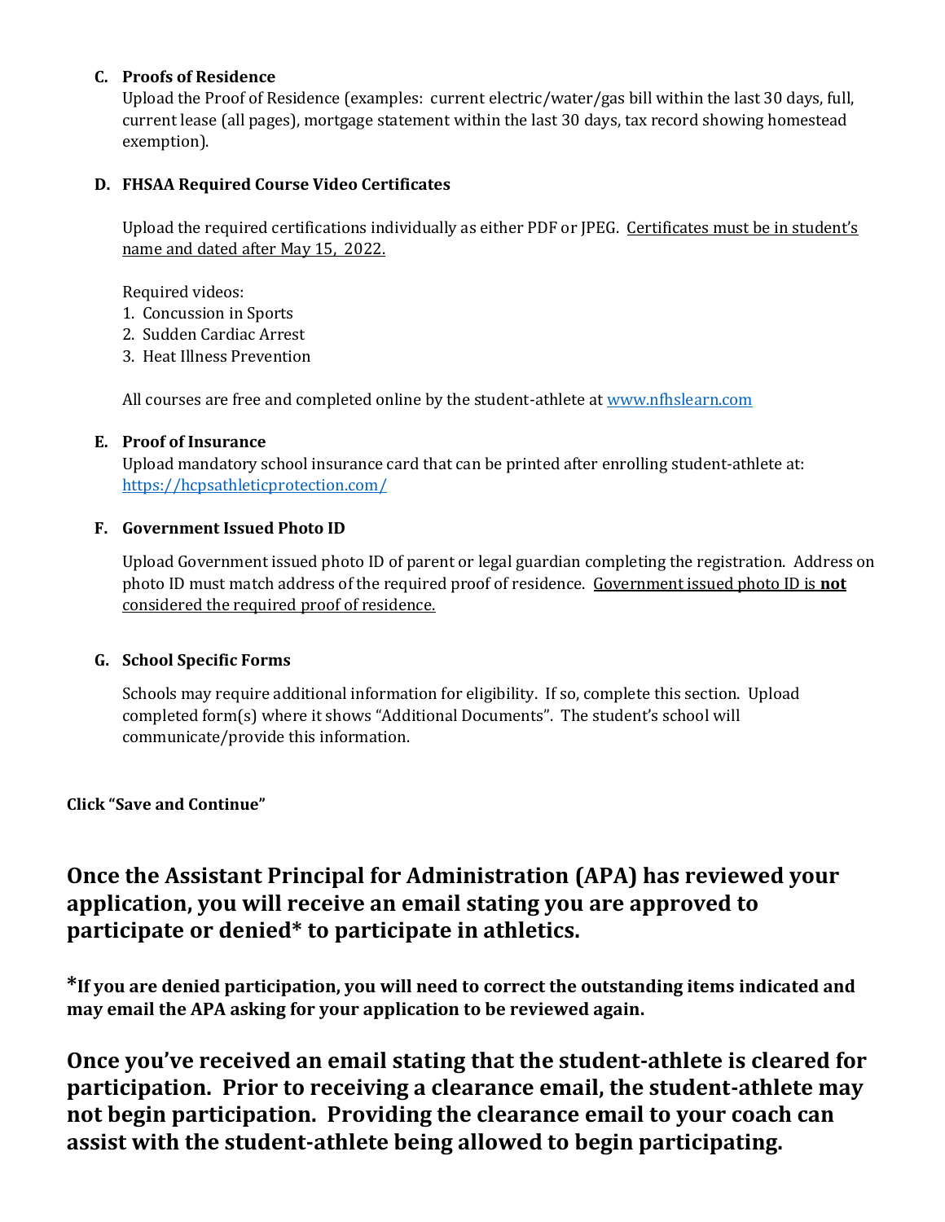**C. Proofs of Residence**

Upload the Proof of Residence (examples: current electric/water/gas bill within the last 30 days, full, current lease (all pages), mortgage statement within the last 30 days, tax record showing homestead exemption).

**D. FHSAA Required Course Video Certificates**

Upload the required certifications individually as either PDF or JPEG. Certificates must be in student's name and dated after May 15, 2022.

Required videos:

1. Concussion in Sports
2. Sudden Cardiac Arrest
3. Heat Illness Prevention

All courses are free and completed online by the student-athlete at [www.nfhslearn.com](www.nfhslearn.com)

**E. Proof of Insurance**

Upload mandatory school insurance card that can be printed after enrolling student-athlete at: [https://hcpsathleticprotection.com/](https://hcpsathleticprotection.com/)

**F. Government Issued Photo ID**

Upload Government issued photo ID of parent or legal guardian completing the registration. Address on photo ID must match address of the required proof of residence. Government issued photo ID is **not** considered the required proof of residence.

**G. School Specific Forms**

Schools may require additional information for eligibility. If so, complete this section. Upload completed form(s) where it shows "Additional Documents". The student's school will communicate/provide this information.

**Click "Save and Continue"**

## Once the Assistant Principal for Administration (APA) has reviewed your application, you will receive an email stating you are approved to participate or denied* to participate in athletics.

***If you are denied participation, you will need to correct the outstanding items indicated and may email the APA asking for your application to be reviewed again.**

## Once you've received an email stating that the student-athlete is cleared for participation. Prior to receiving a clearance email, the student-athlete may not begin participation. Providing the clearance email to your coach can assist with the student-athlete being allowed to begin participating.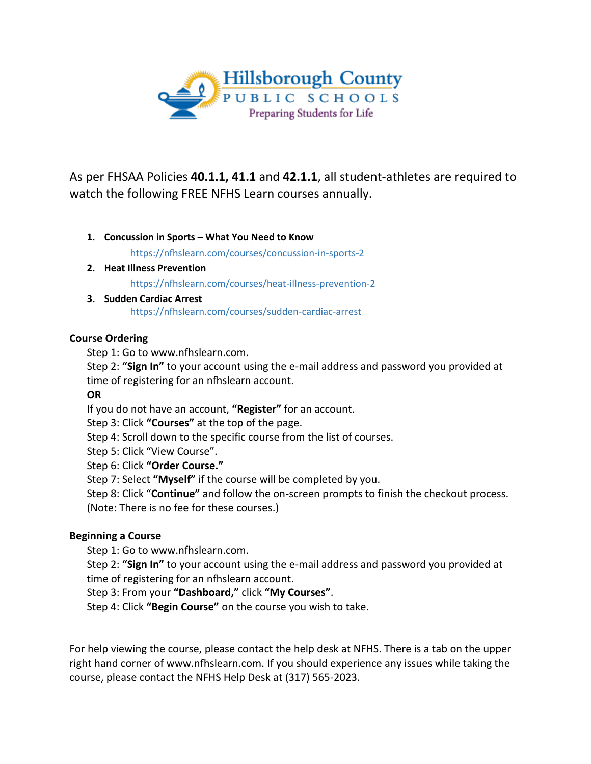Hillsborough County
PUBLIC SCHOOLS
Preparing Students for Life

As per FHSAA Policies **40.1.1, 41.1** and **42.1.1**, all student-athletes are required to watch the following FREE NFHS Learn courses annually.

1. **Concussion in Sports – What You Need to Know**
   https://nfhslearn.com/courses/concussion-in-sports-2
2. **Heat Illness Prevention**
   https://nfhslearn.com/courses/heat-illness-prevention-2
3. **Sudden Cardiac Arrest**
   https://nfhslearn.com/courses/sudden-cardiac-arrest

**Course Ordering**

Step 1: Go to www.nfhslearn.com.
Step 2: **"Sign In"** to your account using the e-mail address and password you provided at time of registering for an nfhslearn account.
**OR**
If you do not have an account, **"Register"** for an account.
Step 3: Click **"Courses"** at the top of the page.
Step 4: Scroll down to the specific course from the list of courses.
Step 5: Click "View Course".
Step 6: Click **"Order Course."**
Step 7: Select **"Myself"** if the course will be completed by you.
Step 8: Click "**Continue"** and follow the on-screen prompts to finish the checkout process. (Note: There is no fee for these courses.)

**Beginning a Course**

Step 1: Go to www.nfhslearn.com.
Step 2: **"Sign In"** to your account using the e-mail address and password you provided at time of registering for an nfhslearn account.
Step 3: From your **"Dashboard,"** click **"My Courses"**.
Step 4: Click **"Begin Course"** on the course you wish to take.

For help viewing the course, please contact the help desk at NFHS. There is a tab on the upper right hand corner of www.nfhslearn.com. If you should experience any issues while taking the course, please contact the NFHS Help Desk at (317) 565-2023.